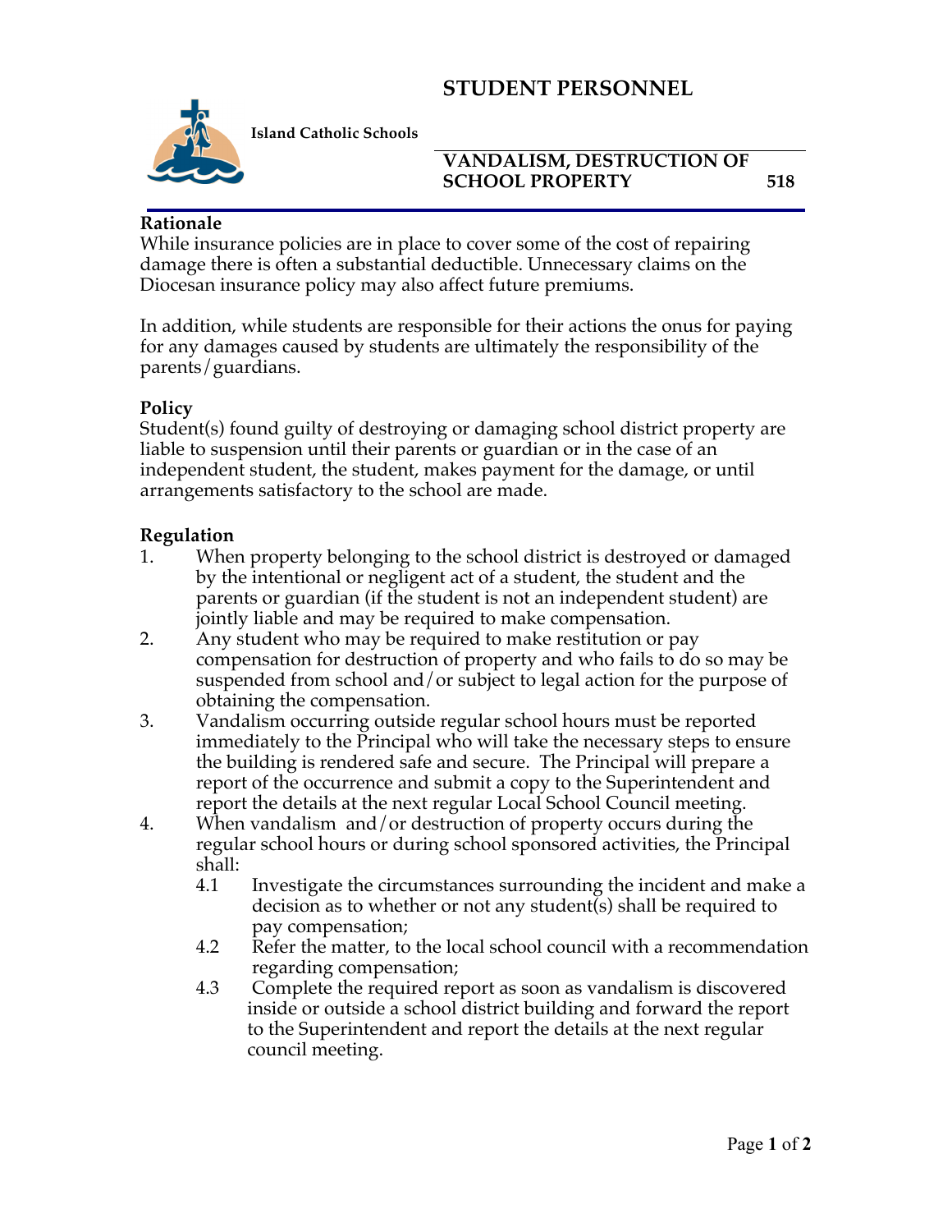# STUDENT PERSONNEL

**Island Catholic Schools**

## VANDALISM, DESTRUCTION OF SCHOOL PROPERTY 518

**Rationale**
While insurance policies are in place to cover some of the cost of repairing damage there is often a substantial deductible. Unnecessary claims on the Diocesan insurance policy may also affect future premiums.

In addition, while students are responsible for their actions the onus for paying for any damages caused by students are ultimately the responsibility of the parents/guardians.

**Policy**
Student(s) found guilty of destroying or damaging school district property are liable to suspension until their parents or guardian or in the case of an independent student, the student, makes payment for the damage, or until arrangements satisfactory to the school are made.

**Regulation**

1. When property belonging to the school district is destroyed or damaged by the intentional or negligent act of a student, the student and the parents or guardian (if the student is not an independent student) are jointly liable and may be required to make compensation.
2. Any student who may be required to make restitution or pay compensation for destruction of property and who fails to do so may be suspended from school and/or subject to legal action for the purpose of obtaining the compensation.
3. Vandalism occurring outside regular school hours must be reported immediately to the Principal who will take the necessary steps to ensure the building is rendered safe and secure. The Principal will prepare a report of the occurrence and submit a copy to the Superintendent and report the details at the next regular Local School Council meeting.
4. When vandalism and/or destruction of property occurs during the regular school hours or during school sponsored activities, the Principal shall:
   - 4.1 Investigate the circumstances surrounding the incident and make a decision as to whether or not any student(s) shall be required to pay compensation;
   - 4.2 Refer the matter, to the local school council with a recommendation regarding compensation;
   - 4.3 Complete the required report as soon as vandalism is discovered inside or outside a school district building and forward the report to the Superintendent and report the details at the next regular council meeting.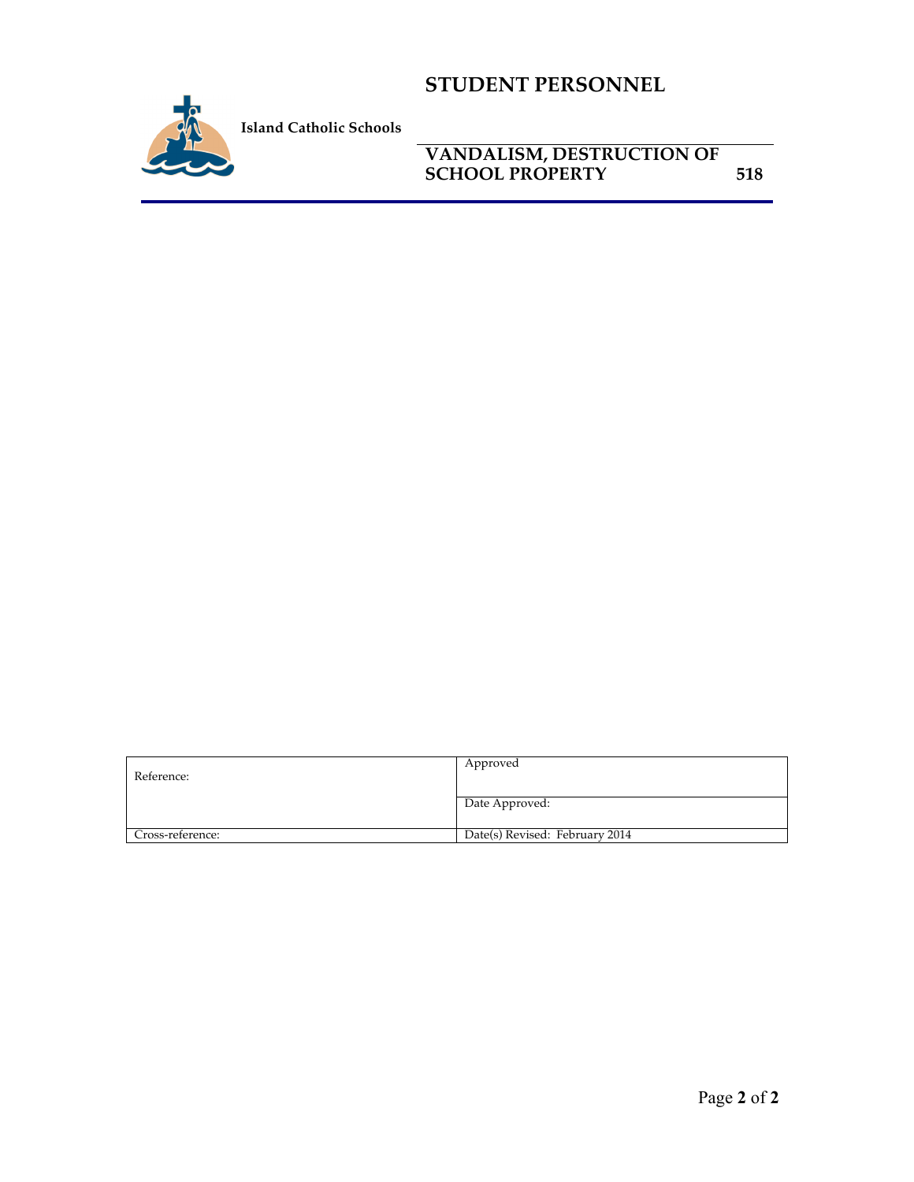| | |
|---|---|
| Reference: | Approved |
| | Date Approved: |
| Cross-reference: | Date(s) Revised: February 2014 |